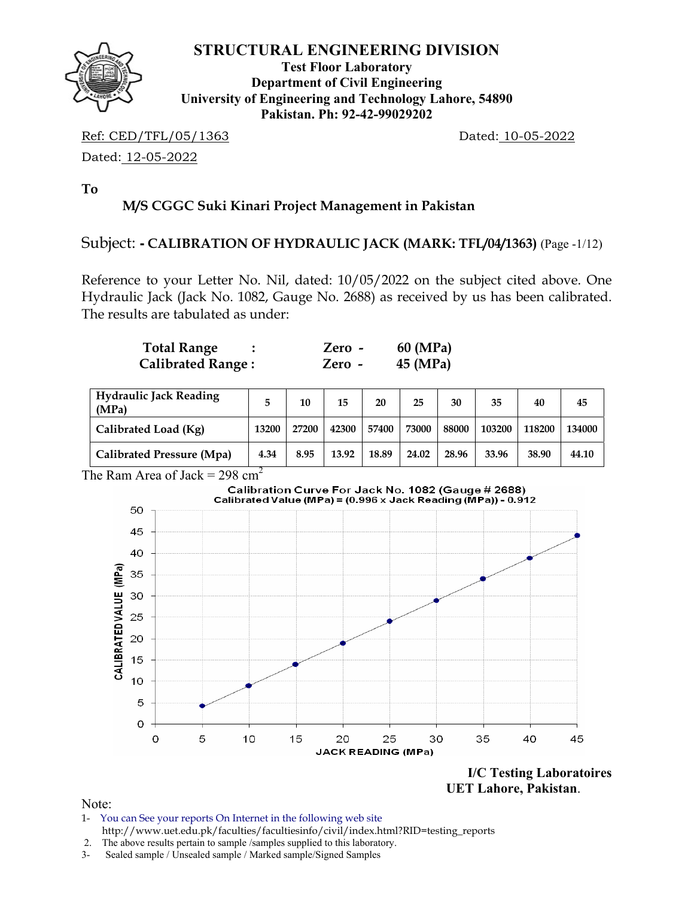# STRUCTURAL ENGINEERING DIVISION

**Test Floor Laboratory**
**Department of Civil Engineering**
**University of Engineering and Technology Lahore, 54890**
**Pakistan. Ph: 92-42-99029202**

Ref: CED/TFL/05/1363 Dated: 10-05-2022

Dated: 12-05-2022

**To**

**M/S CGGC Suki Kinari Project Management in Pakistan**

Subject: **- CALIBRATION OF HYDRAULIC JACK (MARK: TFL/04/1363)** (Page -1/12)

Reference to your Letter No. Nil, dated: 10/05/2022 on the subject cited above. One Hydraulic Jack (Jack No. 1082, Gauge No. 2688) as received by us has been calibrated. The results are tabulated as under:

**Total Range : Zero - 60 (MPa)**
**Calibrated Range : Zero - 45 (MPa)**

| **Hydraulic Jack Reading (MPa)** | **5** | **10** | **15** | **20** | **25** | **30** | **35** | **40** | **45** |
|---|---|---|---|---|---|---|---|---|---|
| **Calibrated Load (Kg)** | **13200** | **27200** | **42300** | **57400** | **73000** | **88000** | **103200** | **118200** | **134000** |
| **Calibrated Pressure (Mpa)** | **4.34** | **8.95** | **13.92** | **18.89** | **24.02** | **28.96** | **33.96** | **38.90** | **44.10** |

The Ram Area of Jack = 298 $cm^2$

**Calibration Curve For Jack No. 1082 (Gauge # 2688)**
**Calibrated Value (MPa) = (0.996 x Jack Reading (MPa)) - 0.912**

**I/C Testing Laboratoires**
**UET Lahore, Pakistan**.

Note:

1- You can See your reports On Internet in the following web site
http://www.uet.edu.pk/faculties/facultiesinfo/civil/index.html?RID=testing_reports

2. The above results pertain to sample /samples supplied to this laboratory.

3- Sealed sample / Unsealed sample / Marked sample/Signed Samples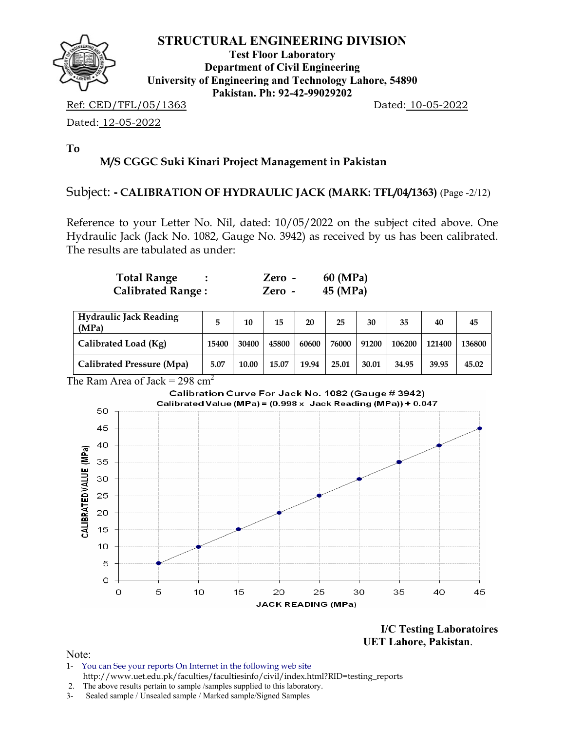# STRUCTURAL ENGINEERING DIVISION

**Test Floor Laboratory**
**Department of Civil Engineering**
**University of Engineering and Technology Lahore, 54890**
**Pakistan. Ph: 92-42-99029202**

Ref: CED/TFL/05/1363 Dated: 10-05-2022

Dated: 12-05-2022

**To**

**M/S CGGC Suki Kinari Project Management in Pakistan**

Subject: **- CALIBRATION OF HYDRAULIC JACK (MARK: TFL/04/1363)** (Page -2/12)

Reference to your Letter No. Nil, dated: 10/05/2022 on the subject cited above. One Hydraulic Jack (Jack No. 1082, Gauge No. 3942) as received by us has been calibrated. The results are tabulated as under:

| | | | |
|---|---|---|---|
| **Total Range** | : | **Zero -** | **60 (MPa)** |
| **Calibrated Range :** | | **Zero -** | **45 (MPa)** |

| Hydraulic Jack Reading (MPa) | 5 | 10 | 15 | 20 | 25 | 30 | 35 | 40 | 45 |
|---|---|---|---|---|---|---|---|---|---|
| Calibrated Load (Kg) | 15400 | 30400 | 45800 | 60600 | 76000 | 91200 | 106200 | 121400 | 136800 |
| Calibrated Pressure (Mpa) | 5.07 | 10.00 | 15.07 | 19.94 | 25.01 | 30.01 | 34.95 | 39.95 | 45.02 |

The Ram Area of Jack = 298 $cm^2$

Calibration Curve For Jack No. 1082 (Gauge # 3942)

Calibrated Value (MPa) = (0.998 x Jack Reading (MPa)) + 0.047

**I/C Testing Laboratoires**
**UET Lahore, Pakistan**.

Note:
1- You can See your reports On Internet in the following web site http://www.uet.edu.pk/faculties/facultiesinfo/civil/index.html?RID=testing_reports
2. The above results pertain to sample /samples supplied to this laboratory.
3- Sealed sample / Unsealed sample / Marked sample/Signed Samples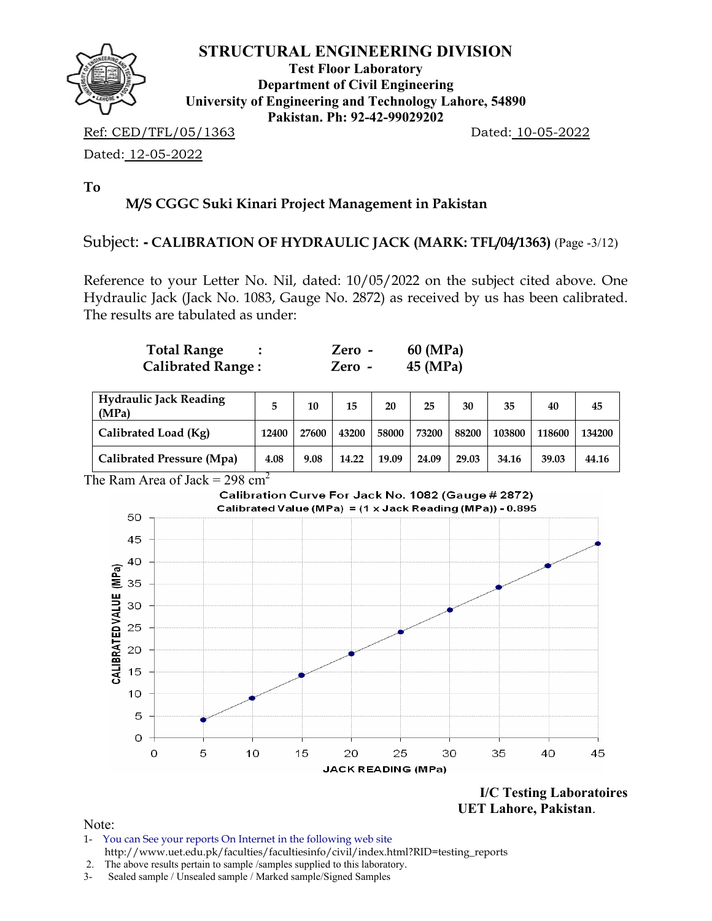# STRUCTURAL ENGINEERING DIVISION

**Test Floor Laboratory**
**Department of Civil Engineering**
**University of Engineering and Technology Lahore, 54890**
**Pakistan. Ph: 92-42-99029202**

Ref: CED/TFL/05/1363 Dated: 10-05-2022

Dated: 12-05-2022

**To**

**M/S CGGC Suki Kinari Project Management in Pakistan**

Subject: **- CALIBRATION OF HYDRAULIC JACK (MARK: TFL/04/1363)** (Page -3/12)

Reference to your Letter No. Nil, dated: 10/05/2022 on the subject cited above. One Hydraulic Jack (Jack No. 1083, Gauge No. 2872) as received by us has been calibrated. The results are tabulated as under:

| | | | |
|---|---|---|---|
| **Total Range** | : | **Zero -** | **60 (MPa)** |
| **Calibrated Range :** | | **Zero -** | **45 (MPa)** |

| **Hydraulic Jack Reading (MPa)** | **5** | **10** | **15** | **20** | **25** | **30** | **35** | **40** | **45** |
|---|---|---|---|---|---|---|---|---|---|
| **Calibrated Load (Kg)** | **12400** | **27600** | **43200** | **58000** | **73200** | **88200** | **103800** | **118600** | **134200** |
| **Calibrated Pressure (Mpa)** | **4.08** | **9.08** | **14.22** | **19.09** | **24.09** | **29.03** | **34.16** | **39.03** | **44.16** |

The Ram Area of Jack = 298 $cm^2$

**Calibration Curve For Jack No. 1082 (Gauge # 2872)**
**Calibrated Value (MPa) = (1 x Jack Reading (MPa)) - 0.895**

(Graph: CALIBRATED VALUE (MPa) vs JACK READING (MPa))

**I/C Testing Laboratoires**
**UET Lahore, Pakistan**.

Note:

1- You can See your reports On Internet in the following web site
http://www.uet.edu.pk/faculties/facultiesinfo/civil/index.html?RID=testing_reports
2. The above results pertain to sample /samples supplied to this laboratory.
3- Sealed sample / Unsealed sample / Marked sample/Signed Samples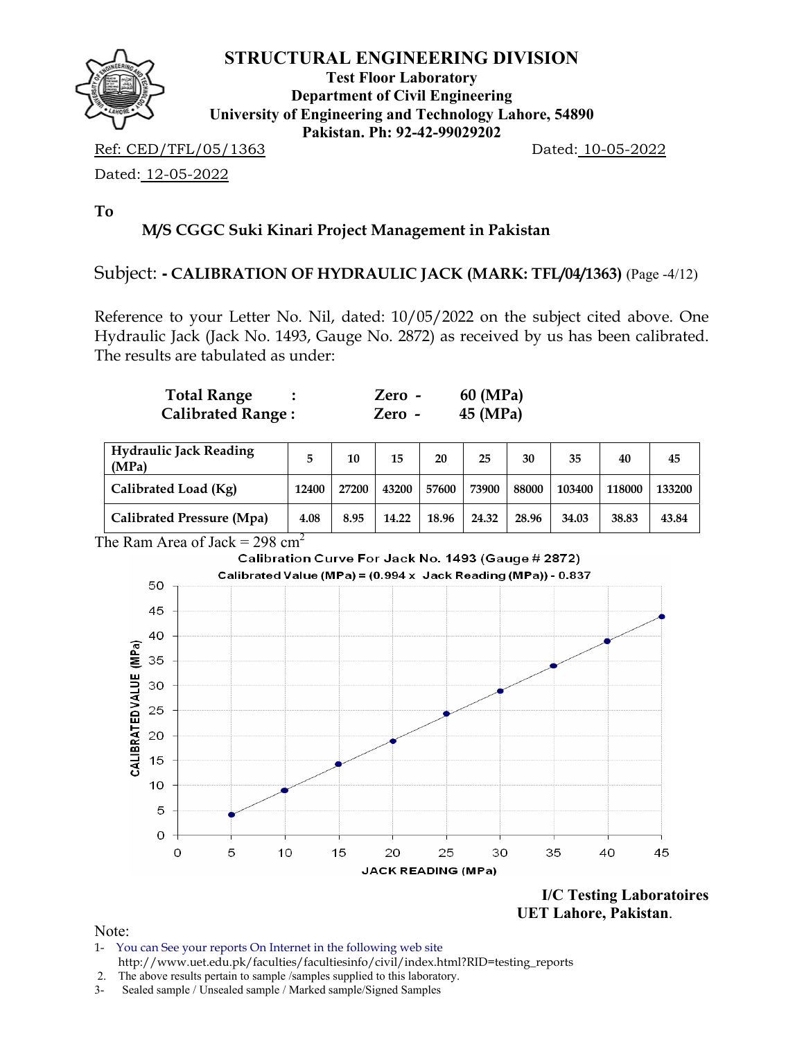# STRUCTURAL ENGINEERING DIVISION

**Test Floor Laboratory**
**Department of Civil Engineering**
**University of Engineering and Technology Lahore, 54890**
**Pakistan. Ph: 92-42-99029202**

Ref: CED/TFL/05/1363 Dated: 10-05-2022

Dated: 12-05-2022

**To**

**M/S CGGC Suki Kinari Project Management in Pakistan**

Subject: **- CALIBRATION OF HYDRAULIC JACK (MARK: TFL/04/1363)** (Page -4/12)

Reference to your Letter No. Nil, dated: 10/05/2022 on the subject cited above. One Hydraulic Jack (Jack No. 1493, Gauge No. 2872) as received by us has been calibrated. The results are tabulated as under:

| | | |
|---|---|---|
| **Total Range :** | **Zero -** | **60 (MPa)** |
| **Calibrated Range :** | **Zero -** | **45 (MPa)** |

| **Hydraulic Jack Reading (MPa)** | 5 | 10 | 15 | 20 | 25 | 30 | 35 | 40 | 45 |
|---|---|---|---|---|---|---|---|---|---|
| **Calibrated Load (Kg)** | 12400 | 27200 | 43200 | 57600 | 73900 | 88000 | 103400 | 118000 | 133200 |
| **Calibrated Pressure (Mpa)** | 4.08 | 8.95 | 14.22 | 18.96 | 24.32 | 28.96 | 34.03 | 38.83 | 43.84 |

The Ram Area of Jack = 298 $cm^2$

Calibration Curve For Jack No. 1493 (Gauge # 2872)

Calibrated Value (MPa) = (0.994 x Jack Reading (MPa)) - 0.837

**I/C Testing Laboratoires**
**UET Lahore, Pakistan**.

Note:

1- You can See your reports On Internet in the following web site
http://www.uet.edu.pk/faculties/facultiesinfo/civil/index.html?RID=testing_reports
2. The above results pertain to sample /samples supplied to this laboratory.
3- Sealed sample / Unsealed sample / Marked sample/Signed Samples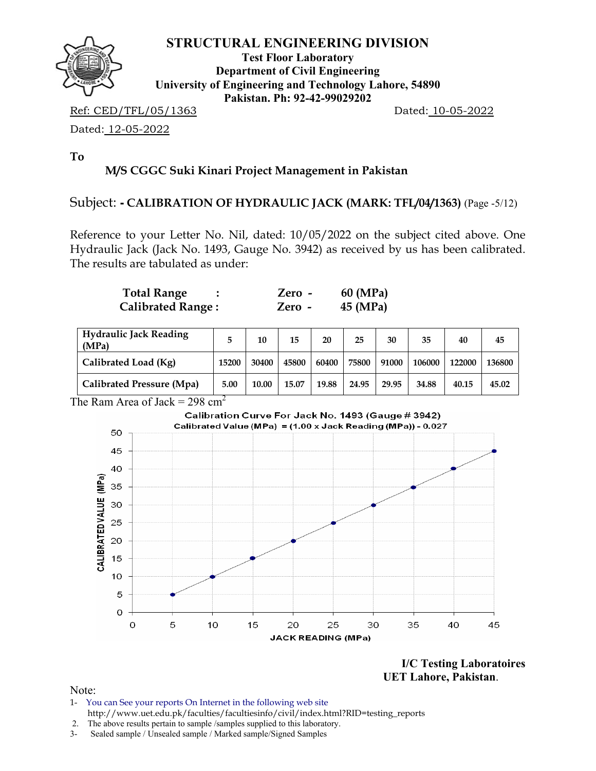# STRUCTURAL ENGINEERING DIVISION

**Test Floor Laboratory**
**Department of Civil Engineering**
**University of Engineering and Technology Lahore, 54890**
**Pakistan. Ph: 92-42-99029202**

Ref: CED/TFL/05/1363 Dated: 10-05-2022

Dated: 12-05-2022

**To**

**M/S CGGC Suki Kinari Project Management in Pakistan**

Subject: **- CALIBRATION OF HYDRAULIC JACK (MARK: TFL/04/1363)** (Page -5/12)

Reference to your Letter No. Nil, dated: 10/05/2022 on the subject cited above. One Hydraulic Jack (Jack No. 1493, Gauge No. 3942) as received by us has been calibrated. The results are tabulated as under:

**Total Range :** **Zero - 60 (MPa)**
**Calibrated Range :** **Zero - 45 (MPa)**

| **Hydraulic Jack Reading (MPa)** | 5 | 10 | 15 | 20 | 25 | 30 | 35 | 40 | 45 |
|---|---|---|---|---|---|---|---|---|---|
| **Calibrated Load (Kg)** | 15200 | 30400 | 45800 | 60400 | 75800 | 91000 | 106000 | 122000 | 136800 |
| **Calibrated Pressure (Mpa)** | 5.00 | 10.00 | 15.07 | 19.88 | 24.95 | 29.95 | 34.88 | 40.15 | 45.02 |

The Ram Area of Jack = 298 $cm^2$

**Calibration Curve For Jack No. 1493 (Gauge # 3942)**
**Calibrated Value (MPa) = (1.00 x Jack Reading (MPa)) - 0.027**

**I/C Testing Laboratoires**
**UET Lahore, Pakistan.**

Note:
1- You can See your reports On Internet in the following web site
http://www.uet.edu.pk/faculties/facultiesinfo/civil/index.html?RID=testing_reports
2. The above results pertain to sample /samples supplied to this laboratory.
3- Sealed sample / Unsealed sample / Marked sample/Signed Samples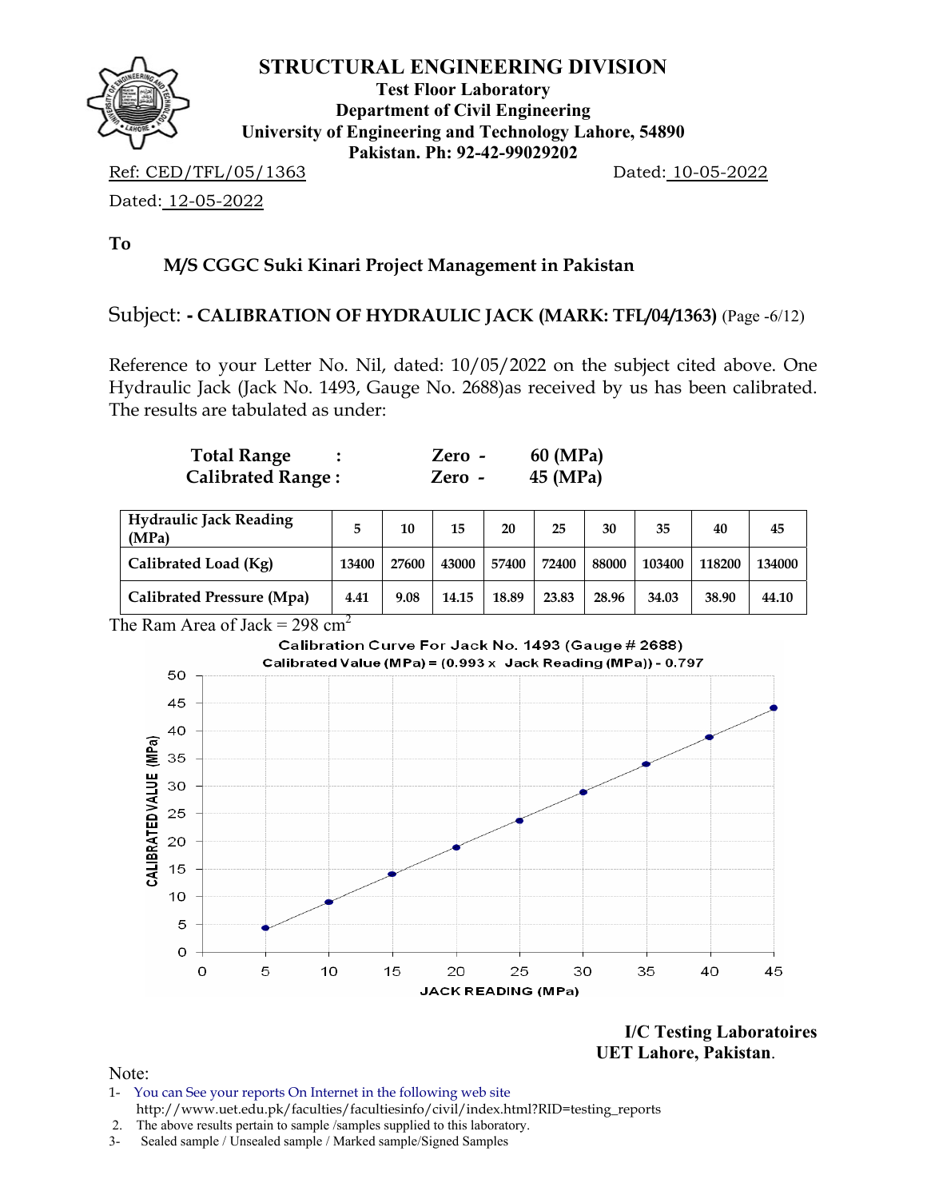# STRUCTURAL ENGINEERING DIVISION

**Test Floor Laboratory**
**Department of Civil Engineering**
**University of Engineering and Technology Lahore, 54890**
**Pakistan. Ph: 92-42-99029202**

Ref: CED/TFL/05/1363 Dated: 10-05-2022

Dated: 12-05-2022

**To**

**M/S CGGC Suki Kinari Project Management in Pakistan**

Subject: **- CALIBRATION OF HYDRAULIC JACK (MARK: TFL/04/1363)** (Page -6/12)

Reference to your Letter No. Nil, dated: 10/05/2022 on the subject cited above. One Hydraulic Jack (Jack No. 1493, Gauge No. 2688)as received by us has been calibrated. The results are tabulated as under:

| | | | |
|---|---|---|---|
| **Total Range** | **:** | **Zero -** | **60 (MPa)** |
| **Calibrated Range :** | | **Zero -** | **45 (MPa)** |

| Hydraulic Jack Reading (MPa) | 5 | 10 | 15 | 20 | 25 | 30 | 35 | 40 | 45 |
|---|---|---|---|---|---|---|---|---|---|
| **Calibrated Load (Kg)** | 13400 | 27600 | 43000 | 57400 | 72400 | 88000 | 103400 | 118200 | 134000 |
| **Calibrated Pressure (Mpa)** | 4.41 | 9.08 | 14.15 | 18.89 | 23.83 | 28.96 | 34.03 | 38.90 | 44.10 |

The Ram Area of Jack = 298 $cm^2$

**Calibration Curve For Jack No. 1493 (Gauge # 2688)**
**Calibrated Value (MPa) = (0.993 x Jack Reading (MPa)) - 0.797**

**I/C Testing Laboratoires**
**UET Lahore, Pakistan**.

Note:

1- You can See your reports On Internet in the following web site
http://www.uet.edu.pk/faculties/facultiesinfo/civil/index.html?RID=testing_reports
2. The above results pertain to sample /samples supplied to this laboratory.
3- Sealed sample / Unsealed sample / Marked sample/Signed Samples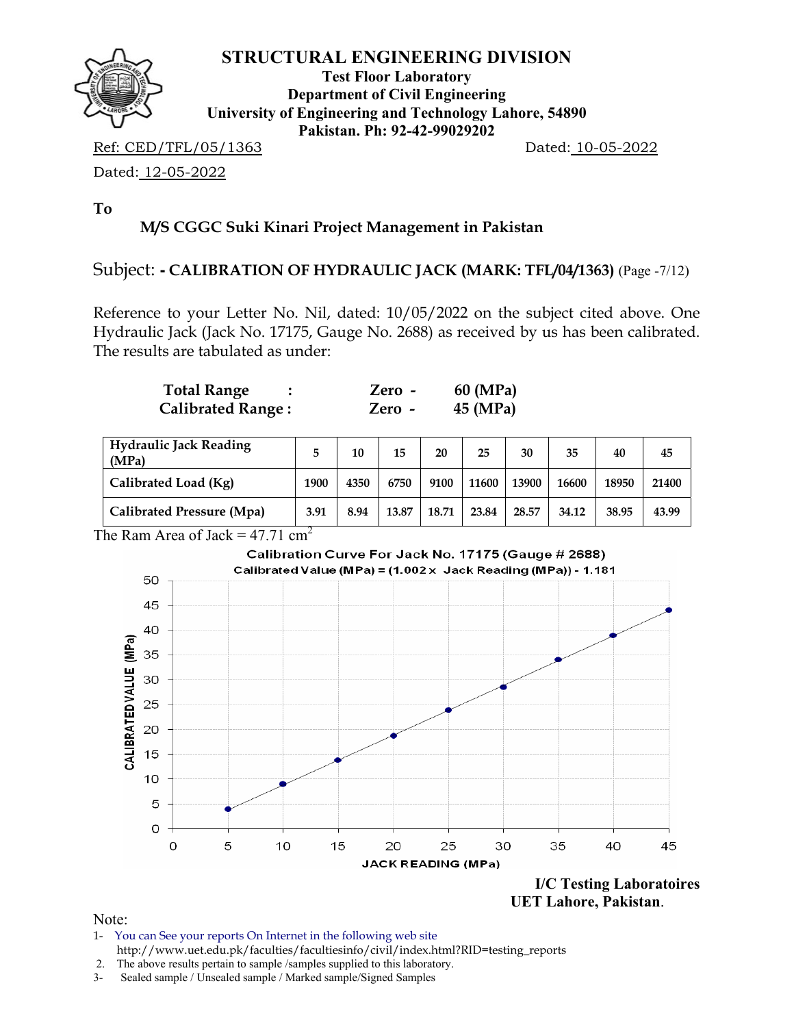# STRUCTURAL ENGINEERING DIVISION

**Test Floor Laboratory**
**Department of Civil Engineering**
**University of Engineering and Technology Lahore, 54890**
**Pakistan. Ph: 92-42-99029202**

Ref: CED/TFL/05/1363 Dated: 10-05-2022

Dated: 12-05-2022

**To**

**M/S CGGC Suki Kinari Project Management in Pakistan**

Subject: **- CALIBRATION OF HYDRAULIC JACK (MARK: TFL/04/1363)** (Page -7/12)

Reference to your Letter No. Nil, dated: 10/05/2022 on the subject cited above. One Hydraulic Jack (Jack No. 17175, Gauge No. 2688) as received by us has been calibrated. The results are tabulated as under:

**Total Range :** Zero - 60 (MPa)
**Calibrated Range :** Zero - 45 (MPa)

| Hydraulic Jack Reading (MPa) | 5 | 10 | 15 | 20 | 25 | 30 | 35 | 40 | 45 |
|---|---|---|---|---|---|---|---|---|---|
| Calibrated Load (Kg) | 1900 | 4350 | 6750 | 9100 | 11600 | 13900 | 16600 | 18950 | 21400 |
| Calibrated Pressure (Mpa) | 3.91 | 8.94 | 13.87 | 18.71 | 23.84 | 28.57 | 34.12 | 38.95 | 43.99 |

The Ram Area of Jack = 47.71 $cm^2$

Calibration Curve For Jack No. 17175 (Gauge # 2688)
Calibrated Value (MPa) = (1.002 x Jack Reading (MPa)) - 1.181

**I/C Testing Laboratoires**
**UET Lahore, Pakistan**.

Note:
1- You can See your reports On Internet in the following web site
http://www.uet.edu.pk/faculties/facultiesinfo/civil/index.html?RID=testing_reports
2. The above results pertain to sample /samples supplied to this laboratory.
3- Sealed sample / Unsealed sample / Marked sample/Signed Samples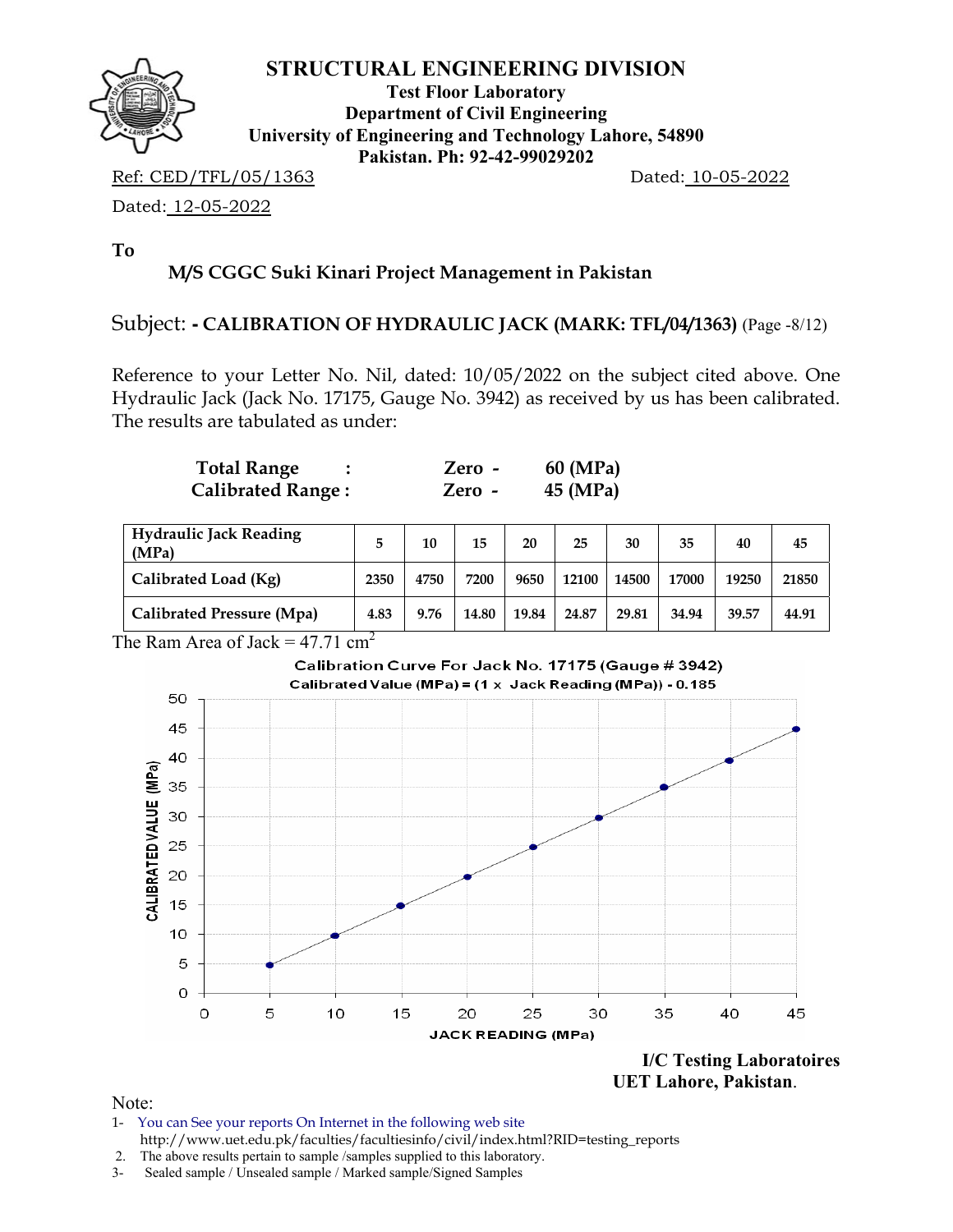# STRUCTURAL ENGINEERING DIVISION

**Test Floor Laboratory**
**Department of Civil Engineering**
**University of Engineering and Technology Lahore, 54890**
**Pakistan. Ph: 92-42-99029202**

Ref: CED/TFL/05/1363 Dated: 10-05-2022

Dated: 12-05-2022

**To**

**M/S CGGC Suki Kinari Project Management in Pakistan**

Subject: **- CALIBRATION OF HYDRAULIC JACK (MARK: TFL/04/1363)** (Page -8/12)

Reference to your Letter No. Nil, dated: 10/05/2022 on the subject cited above. One Hydraulic Jack (Jack No. 17175, Gauge No. 3942) as received by us has been calibrated. The results are tabulated as under:

**Total Range : Zero - 60 (MPa)**
**Calibrated Range : Zero - 45 (MPa)**

| Hydraulic Jack Reading (MPa) | 5 | 10 | 15 | 20 | 25 | 30 | 35 | 40 | 45 |
|---|---|---|---|---|---|---|---|---|---|
| Calibrated Load (Kg) | 2350 | 4750 | 7200 | 9650 | 12100 | 14500 | 17000 | 19250 | 21850 |
| Calibrated Pressure (Mpa) | 4.83 | 9.76 | 14.80 | 19.84 | 24.87 | 29.81 | 34.94 | 39.57 | 44.91 |

The Ram Area of Jack = 47.71 $cm^2$

Calibration Curve For Jack No. 17175 (Gauge # 3942)
Calibrated Value (MPa) = (1 x Jack Reading (MPa)) - 0.185

**I/C Testing Laboratoires**
**UET Lahore, Pakistan.**

Note:
1- You can See your reports On Internet in the following web site
http://www.uet.edu.pk/faculties/facultiesinfo/civil/index.html?RID=testing_reports
2. The above results pertain to sample /samples supplied to this laboratory.
3- Sealed sample / Unsealed sample / Marked sample/Signed Samples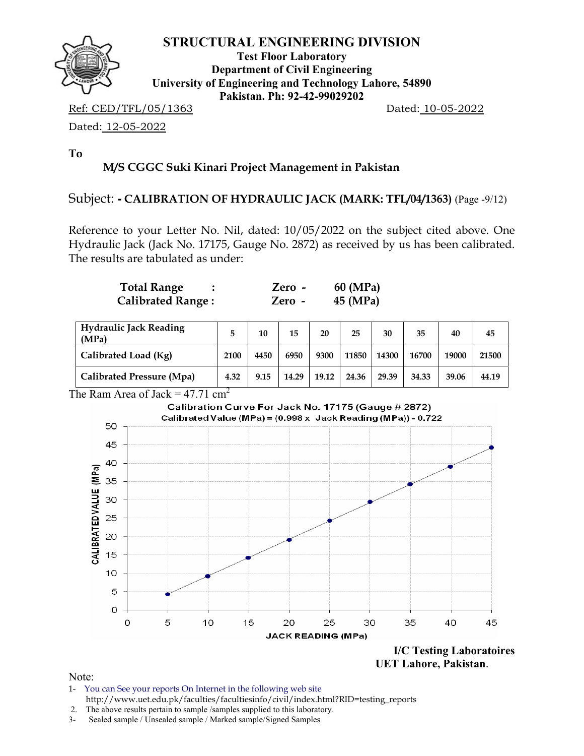# STRUCTURAL ENGINEERING DIVISION

**Test Floor Laboratory**
**Department of Civil Engineering**
**University of Engineering and Technology Lahore, 54890**
**Pakistan. Ph: 92-42-99029202**

Ref: CED/TFL/05/1363 Dated: 10-05-2022

Dated: 12-05-2022

**To**

**M/S CGGC Suki Kinari Project Management in Pakistan**

Subject: **- CALIBRATION OF HYDRAULIC JACK (MARK: TFL/04/1363)** (Page -9/12)

Reference to your Letter No. Nil, dated: 10/05/2022 on the subject cited above. One Hydraulic Jack (Jack No. 17175, Gauge No. 2872) as received by us has been calibrated. The results are tabulated as under:

| | | |
|---|---|---|
| **Total Range :** | **Zero -** | **60 (MPa)** |
| **Calibrated Range :** | **Zero -** | **45 (MPa)** |

| Hydraulic Jack Reading (MPa) | 5 | 10 | 15 | 20 | 25 | 30 | 35 | 40 | 45 |
|---|---|---|---|---|---|---|---|---|---|
| Calibrated Load (Kg) | 2100 | 4450 | 6950 | 9300 | 11850 | 14300 | 16700 | 19000 | 21500 |
| Calibrated Pressure (Mpa) | 4.32 | 9.15 | 14.29 | 19.12 | 24.36 | 29.39 | 34.33 | 39.06 | 44.19 |

The Ram Area of Jack = 47.71 $cm^2$

Calibration Curve For Jack No. 17175 (Gauge # 2872)

Calibrated Value (MPa) = (0.998 x Jack Reading (MPa)) - 0.722

**I/C Testing Laboratoires**
**UET Lahore, Pakistan**.

Note:

1- You can See your reports On Internet in the following web site
http://www.uet.edu.pk/faculties/facultiesinfo/civil/index.html?RID=testing_reports

2. The above results pertain to sample /samples supplied to this laboratory.

3- Sealed sample / Unsealed sample / Marked sample/Signed Samples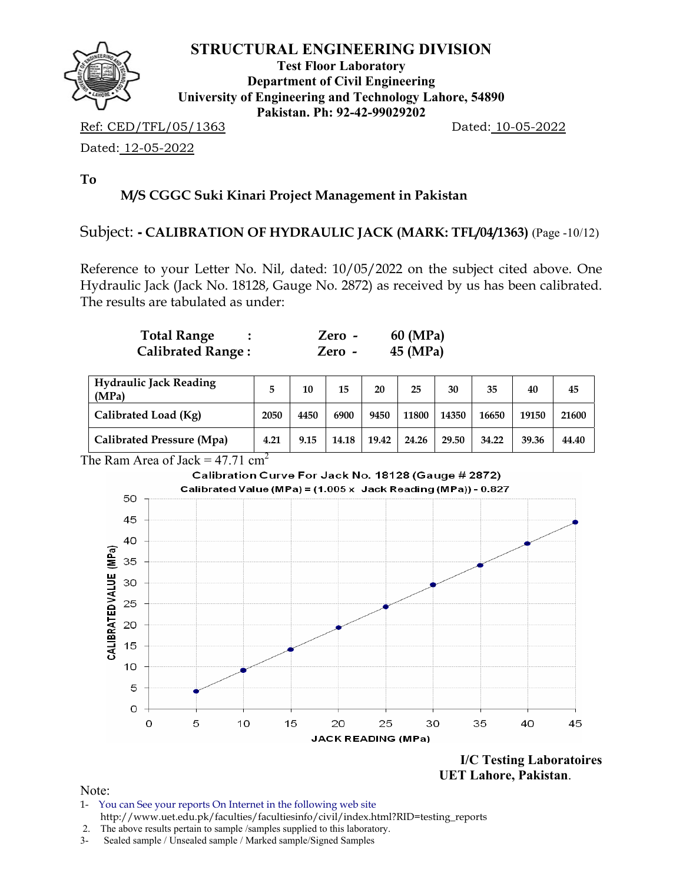# STRUCTURAL ENGINEERING DIVISION

**Test Floor Laboratory**
**Department of Civil Engineering**
**University of Engineering and Technology Lahore, 54890**
**Pakistan. Ph: 92-42-99029202**

Ref: CED/TFL/05/1363 Dated: 10-05-2022

Dated: 12-05-2022

**To**

**M/S CGGC Suki Kinari Project Management in Pakistan**

Subject: **- CALIBRATION OF HYDRAULIC JACK (MARK: TFL/04/1363)** (Page -10/12)

Reference to your Letter No. Nil, dated: 10/05/2022 on the subject cited above. One Hydraulic Jack (Jack No. 18128, Gauge No. 2872) as received by us has been calibrated. The results are tabulated as under:

**Total Range :** Zero - 60 (MPa)
**Calibrated Range :** Zero - 45 (MPa)

| Hydraulic Jack Reading (MPa) | 5 | 10 | 15 | 20 | 25 | 30 | 35 | 40 | 45 |
|---|---|---|---|---|---|---|---|---|---|
| Calibrated Load (Kg) | 2050 | 4450 | 6900 | 9450 | 11800 | 14350 | 16650 | 19150 | 21600 |
| Calibrated Pressure (Mpa) | 4.21 | 9.15 | 14.18 | 19.42 | 24.26 | 29.50 | 34.22 | 39.36 | 44.40 |

The Ram Area of Jack = 47.71 $cm^2$

Calibration Curve For Jack No. 18128 (Gauge # 2872)

Calibrated Value (MPa) = (1.005 x Jack Reading (MPa)) - 0.827

**I/C Testing Laboratoires**
**UET Lahore, Pakistan.**

Note:

1- You can See your reports On Internet in the following web site
http://www.uet.edu.pk/faculties/facultiesinfo/civil/index.html?RID=testing_reports
2. The above results pertain to sample /samples supplied to this laboratory.
3- Sealed sample / Unsealed sample / Marked sample/Signed Samples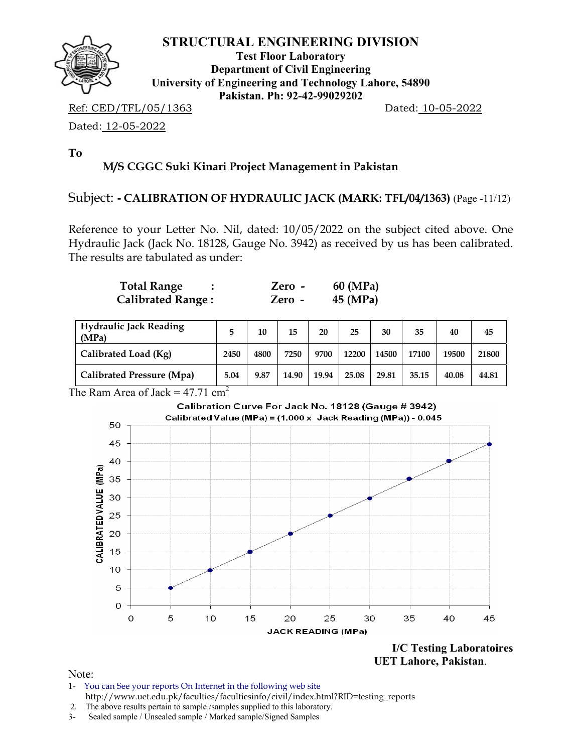# STRUCTURAL ENGINEERING DIVISION

**Test Floor Laboratory**
**Department of Civil Engineering**
**University of Engineering and Technology Lahore, 54890**
**Pakistan. Ph: 92-42-99029202**

Ref: CED/TFL/05/1363 Dated: 10-05-2022

Dated: 12-05-2022

**To**

**M/S CGGC Suki Kinari Project Management in Pakistan**

Subject: **- CALIBRATION OF HYDRAULIC JACK (MARK: TFL/04/1363)** (Page -11/12)

Reference to your Letter No. Nil, dated: 10/05/2022 on the subject cited above. One Hydraulic Jack (Jack No. 18128, Gauge No. 3942) as received by us has been calibrated. The results are tabulated as under:

| | | | |
|---|---|---|---|
| **Total Range** | **:** | **Zero -** | **60 (MPa)** |
| **Calibrated Range :** | | **Zero -** | **45 (MPa)** |

| Hydraulic Jack Reading (MPa) | 5 | 10 | 15 | 20 | 25 | 30 | 35 | 40 | 45 |
|---|---|---|---|---|---|---|---|---|---|
| **Calibrated Load (Kg)** | 2450 | 4800 | 7250 | 9700 | 12200 | 14500 | 17100 | 19500 | 21800 |
| **Calibrated Pressure (Mpa)** | 5.04 | 9.87 | 14.90 | 19.94 | 25.08 | 29.81 | 35.15 | 40.08 | 44.81 |

The Ram Area of Jack = 47.71 $cm^2$

Calibration Curve For Jack No. 18128 (Gauge # 3942)
Calibrated Value (MPa) = (1.000 x Jack Reading (MPa)) - 0.045

**I/C Testing Laboratoires**
**UET Lahore, Pakistan**.

Note:

1- You can See your reports On Internet in the following web site
http://www.uet.edu.pk/faculties/facultiesinfo/civil/index.html?RID=testing_reports
2. The above results pertain to sample /samples supplied to this laboratory.
3- Sealed sample / Unsealed sample / Marked sample/Signed Samples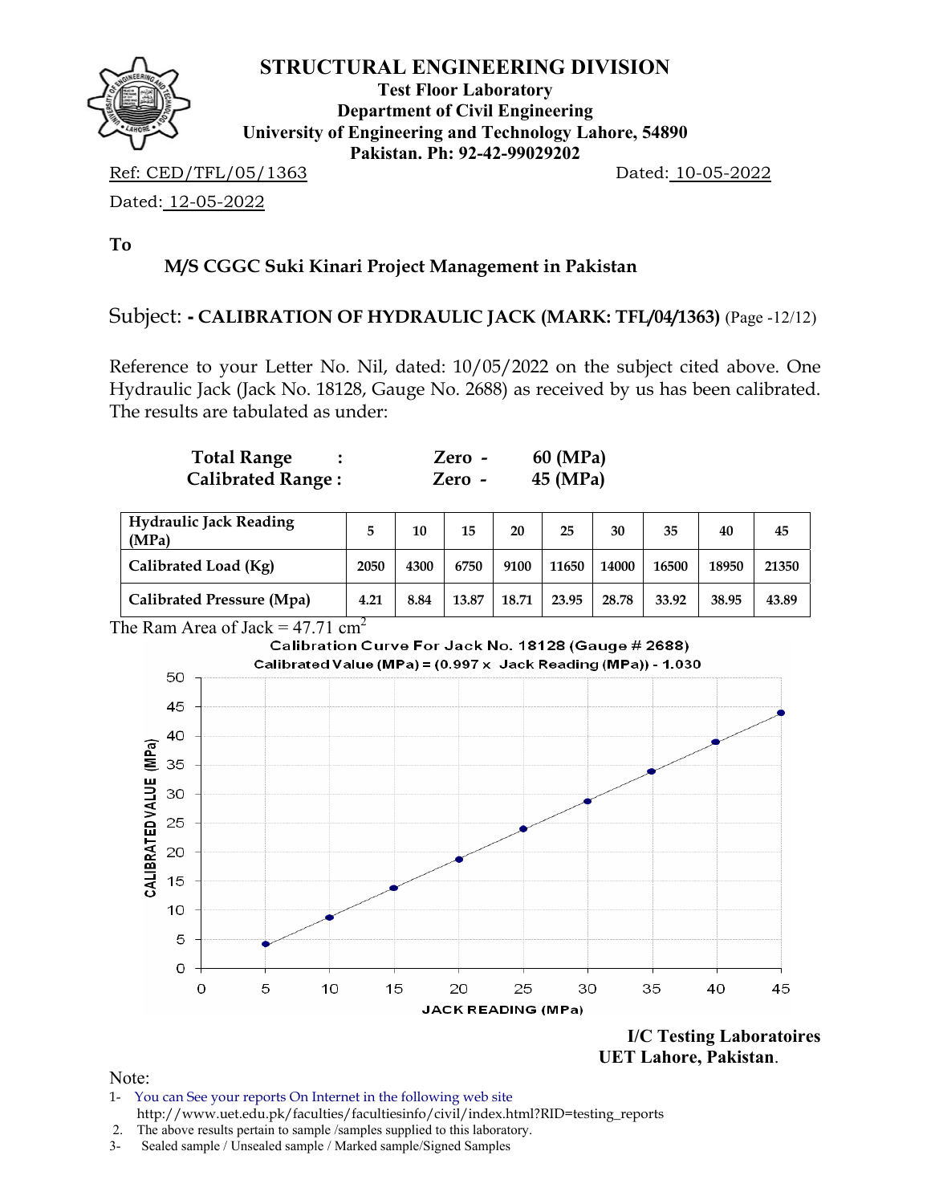# STRUCTURAL ENGINEERING DIVISION

**Test Floor Laboratory**
**Department of Civil Engineering**
**University of Engineering and Technology Lahore, 54890**
**Pakistan. Ph: 92-42-99029202**

Ref: CED/TFL/05/1363 Dated: 10-05-2022

Dated: 12-05-2022

**To**

**M/S CGGC Suki Kinari Project Management in Pakistan**

Subject: **- CALIBRATION OF HYDRAULIC JACK (MARK: TFL/04/1363)** (Page -12/12)

Reference to your Letter No. Nil, dated: 10/05/2022 on the subject cited above. One Hydraulic Jack (Jack No. 18128, Gauge No. 2688) as received by us has been calibrated. The results are tabulated as under:

| | | |
|---|---|---|
| **Total Range :** | **Zero -** | **60 (MPa)** |
| **Calibrated Range :** | **Zero -** | **45 (MPa)** |

| **Hydraulic Jack Reading (MPa)** | **5** | **10** | **15** | **20** | **25** | **30** | **35** | **40** | **45** |
|---|---|---|---|---|---|---|---|---|---|
| **Calibrated Load (Kg)** | **2050** | **4300** | **6750** | **9100** | **11650** | **14000** | **16500** | **18950** | **21350** |
| **Calibrated Pressure (Mpa)** | **4.21** | **8.84** | **13.87** | **18.71** | **23.95** | **28.78** | **33.92** | **38.95** | **43.89** |

The Ram Area of Jack = 47.71 $cm^2$

**Calibration Curve For Jack No. 18128 (Gauge # 2688)**
**Calibrated Value (MPa) = (0.997 x Jack Reading (MPa)) - 1.030**

**I/C Testing Laboratoires**
**UET Lahore, Pakistan.**

Note:

1- You can See your reports On Internet in the following web site
http://www.uet.edu.pk/faculties/facultiesinfo/civil/index.html?RID=testing_reports

2. The above results pertain to sample /samples supplied to this laboratory.

3- Sealed sample / Unsealed sample / Marked sample/Signed Samples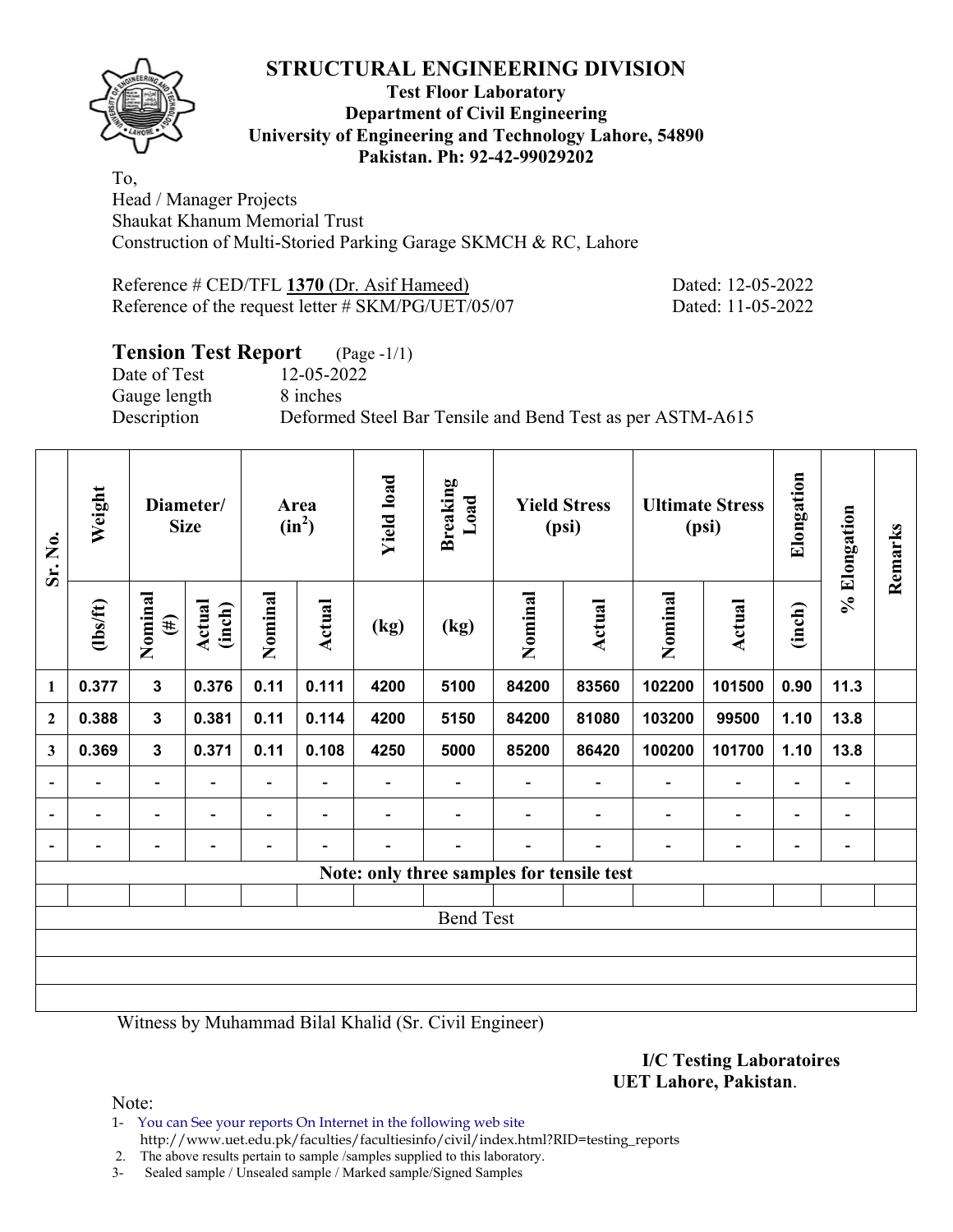# STRUCTURAL ENGINEERING DIVISION

**Test Floor Laboratory**
**Department of Civil Engineering**
**University of Engineering and Technology Lahore, 54890**
**Pakistan. Ph: 92-42-99029202**

To,
Head / Manager Projects
Shaukat Khanum Memorial Trust
Construction of Multi-Storied Parking Garage SKMCH & RC, Lahore

Reference # CED/TFL **1370** (Dr. Asif Hameed) Dated: 12-05-2022
Reference of the request letter # SKM/PG/UET/05/07 Dated: 11-05-2022

## Tension Test Report (Page -1/1)

Date of Test 12-05-2022
Gauge length 8 inches
Description Deformed Steel Bar Tensile and Bend Test as per ASTM-A615

| Sr. No. | Weight | Diameter/ Size | | Area ($in^2$) | | Yield load | Breaking Load | Yield Stress (psi) | | Ultimate Stress (psi) | | Elongation | % Elongation | Remarks |
|---|---|---|---|---|---|---|---|---|---|---|---|---|---|---|
| | (lbs/ft) | Nominal (#) | Actual (inch) | Nominal | Actual | (kg) | (kg) | Nominal | Actual | Nominal | Actual | (inch) | | |
| 1 | 0.377 | 3 | 0.376 | 0.11 | 0.111 | 4200 | 5100 | 84200 | 83560 | 102200 | 101500 | 0.90 | 11.3 | |
| 2 | 0.388 | 3 | 0.381 | 0.11 | 0.114 | 4200 | 5150 | 84200 | 81080 | 103200 | 99500 | 1.10 | 13.8 | |
| 3 | 0.369 | 3 | 0.371 | 0.11 | 0.108 | 4250 | 5000 | 85200 | 86420 | 100200 | 101700 | 1.10 | 13.8 | |
| - | - | - | - | - | - | - | - | - | - | - | - | - | - | |
| - | - | - | - | - | - | - | - | - | - | - | - | - | - | |
| - | - | - | - | - | - | - | - | - | - | - | - | - | - | |
| Note: only three samples for tensile test | | | | | | | | | | | | | | |
| | | | | | | | | | | | | | | |
| Bend Test | | | | | | | | | | | | | | |
| | | | | | | | | | | | | | | |
| | | | | | | | | | | | | | | |
| | | | | | | | | | | | | | | |

Witness by Muhammad Bilal Khalid (Sr. Civil Engineer)

**I/C Testing Laboratoires**
**UET Lahore, Pakistan.**

Note:
1- You can See your reports On Internet in the following web site
http://www.uet.edu.pk/faculties/facultiesinfo/civil/index.html?RID=testing_reports
2. The above results pertain to sample /samples supplied to this laboratory.
3- Sealed sample / Unsealed sample / Marked sample/Signed Samples